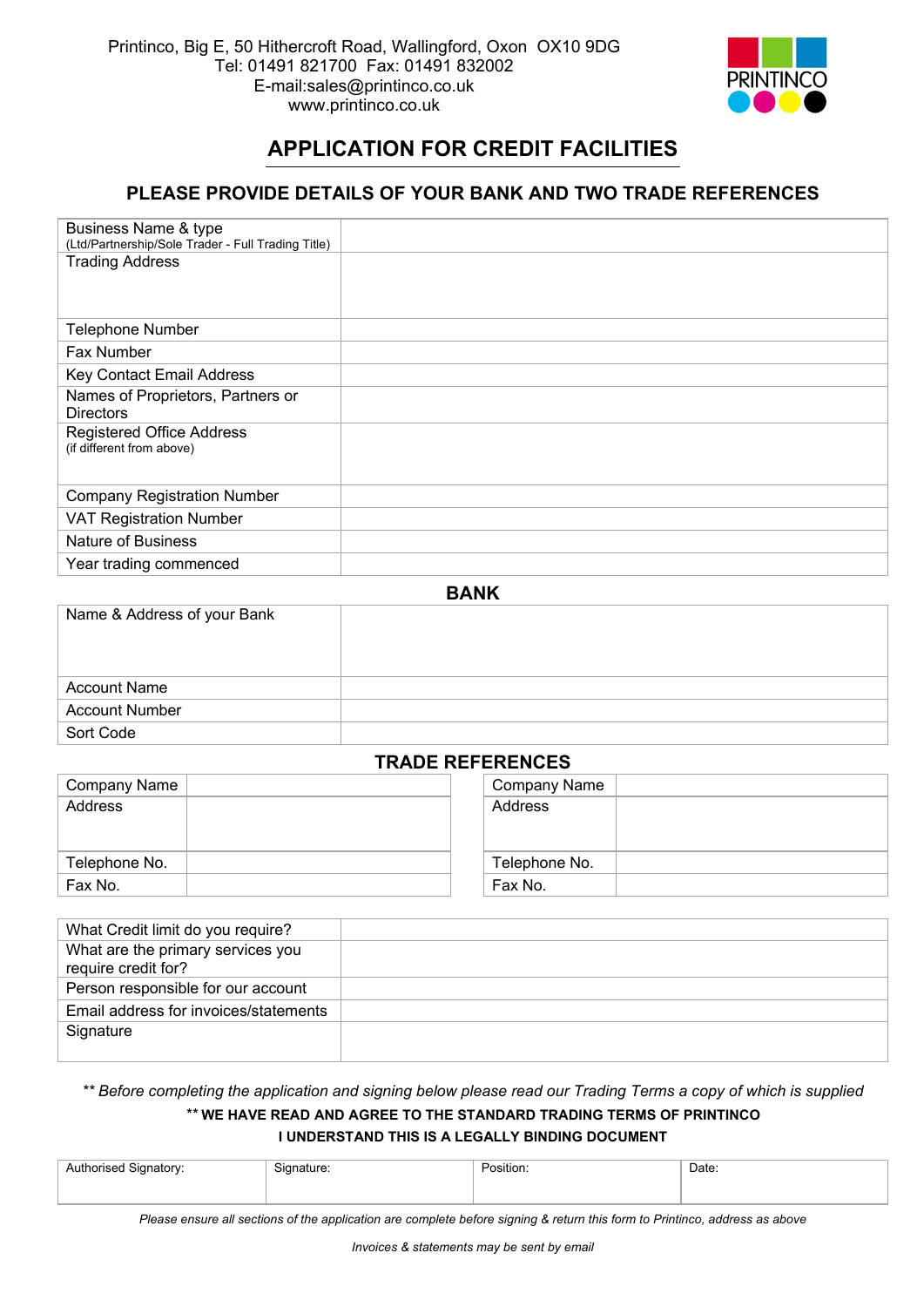Printinco, Big E, 50 Hithercroft Road, Wallingford, Oxon OX10 9DG
Tel: 01491 821700 Fax: 01491 832002
E-mail:sales@printinco.co.uk
www.printinco.co.uk

PRINTINCO

# APPLICATION FOR CREDIT FACILITIES

## PLEASE PROVIDE DETAILS OF YOUR BANK AND TWO TRADE REFERENCES

| | |
|---|---|
| Business Name & type (Ltd/Partnership/Sole Trader - Full Trading Title) | |
| Trading Address | |
| Telephone Number | |
| Fax Number | |
| Key Contact Email Address | |
| Names of Proprietors, Partners or Directors | |
| Registered Office Address (if different from above) | |
| Company Registration Number | |
| VAT Registration Number | |
| Nature of Business | |
| Year trading commenced | |

### BANK

| | |
|---|---|
| Name & Address of your Bank | |
| Account Name | |
| Account Number | |
| Sort Code | |

### TRADE REFERENCES

| | | | |
|---|---|---|---|
| Company Name | | Company Name | |
| Address | | Address | |
| Telephone No. | | Telephone No. | |
| Fax No. | | Fax No. | |

| | |
|---|---|
| What Credit limit do you require? | |
| What are the primary services you require credit for? | |
| Person responsible for our account | |
| Email address for invoices/statements | |
| Signature | |

*** Before completing the application and signing below please read our Trading Terms a copy of which is supplied*

**\*\* WE HAVE READ AND AGREE TO THE STANDARD TRADING TERMS OF PRINTINCO**

**I UNDERSTAND THIS IS A LEGALLY BINDING DOCUMENT**

| Authorised Signatory: | Signature: | Position: | Date: |
|---|---|---|---|
| | | | |

*Please ensure all sections of the application are complete before signing & return this form to Printinco, address as above*

*Invoices & statements may be sent by email*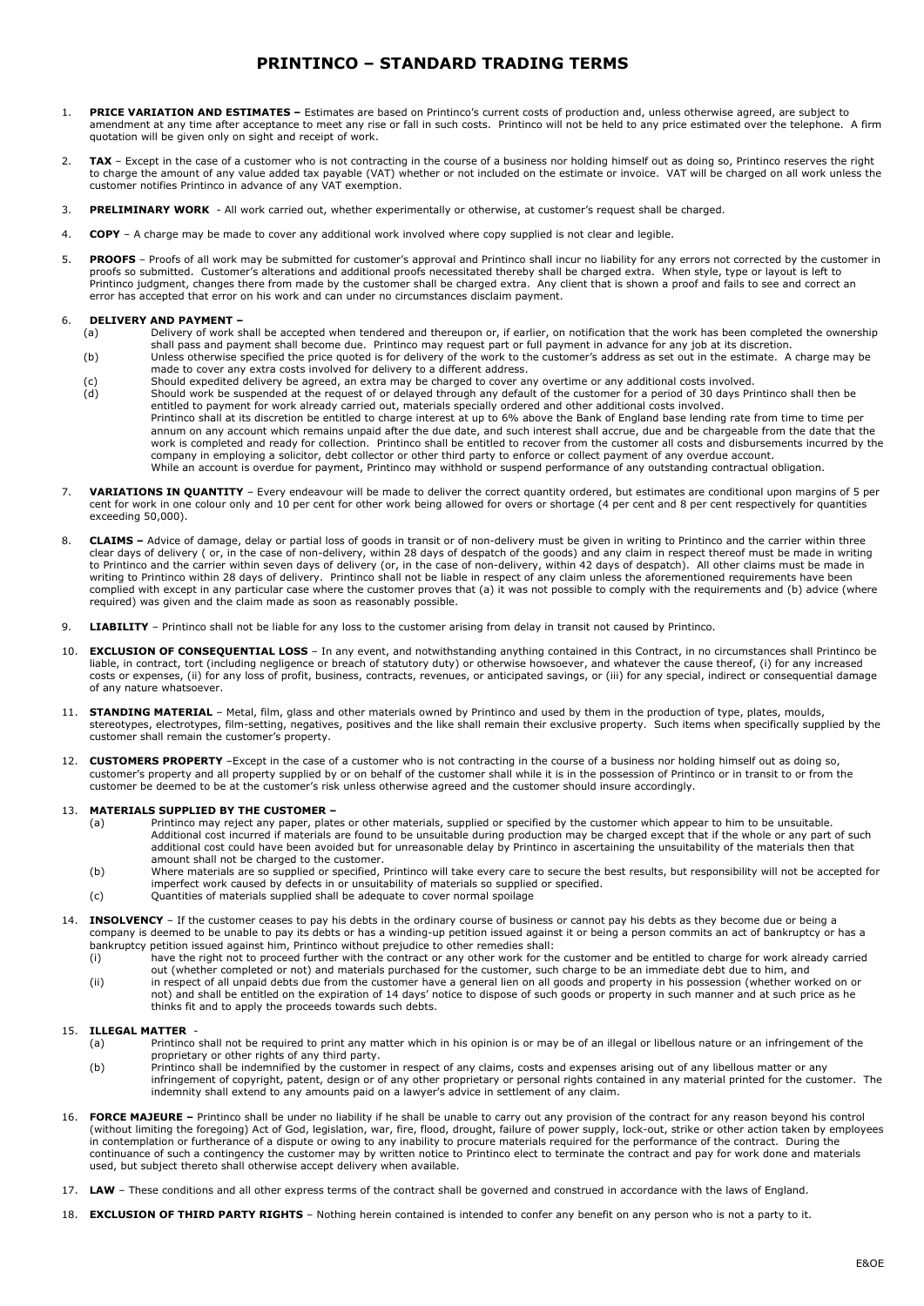# PRINTINCO – STANDARD TRADING TERMS

1. **PRICE VARIATION AND ESTIMATES –** Estimates are based on Printinco's current costs of production and, unless otherwise agreed, are subject to amendment at any time after acceptance to meet any rise or fall in such costs. Printinco will not be held to any price estimated over the telephone. A firm quotation will be given only on sight and receipt of work.

2. **TAX** – Except in the case of a customer who is not contracting in the course of a business nor holding himself out as doing so, Printinco reserves the right to charge the amount of any value added tax payable (VAT) whether or not included on the estimate or invoice. VAT will be charged on all work unless the customer notifies Printinco in advance of any VAT exemption.

3. **PRELIMINARY WORK** - All work carried out, whether experimentally or otherwise, at customer's request shall be charged.

4. **COPY** – A charge may be made to cover any additional work involved where copy supplied is not clear and legible.

5. **PROOFS** – Proofs of all work may be submitted for customer's approval and Printinco shall incur no liability for any errors not corrected by the customer in proofs so submitted. Customer's alterations and additional proofs necessitated thereby shall be charged extra. When style, type or layout is left to Printinco judgment, changes there from made by the customer shall be charged extra. Any client that is shown a proof and fails to see and correct an error has accepted that error on his work and can under no circumstances disclaim payment.

6. **DELIVERY AND PAYMENT –**
   - (a) Delivery of work shall be accepted when tendered and thereupon or, if earlier, on notification that the work has been completed the ownership shall pass and payment shall become due. Printinco may request part or full payment in advance for any job at its discretion.
   - (b) Unless otherwise specified the price quoted is for delivery of the work to the customer's address as set out in the estimate. A charge may be made to cover any extra costs involved for delivery to a different address.
   - (c) Should expedited delivery be agreed, an extra may be charged to cover any overtime or any additional costs involved.
   - (d) Should work be suspended at the request of or delayed through any default of the customer for a period of 30 days Printinco shall then be entitled to payment for work already carried out, materials specially ordered and other additional costs involved.

     Printinco shall at its discretion be entitled to charge interest at up to 6% above the Bank of England base lending rate from time to time per annum on any account which remains unpaid after the due date, and such interest shall accrue, due and be chargeable from the date that the work is completed and ready for collection. Printinco shall be entitled to recover from the customer all costs and disbursements incurred by the company in employing a solicitor, debt collector or other third party to enforce or collect payment of any overdue account.

     While an account is overdue for payment, Printinco may withhold or suspend performance of any outstanding contractual obligation.

7. **VARIATIONS IN QUANTITY** – Every endeavour will be made to deliver the correct quantity ordered, but estimates are conditional upon margins of 5 per cent for work in one colour only and 10 per cent for other work being allowed for overs or shortage (4 per cent and 8 per cent respectively for quantities exceeding 50,000).

8. **CLAIMS –** Advice of damage, delay or partial loss of goods in transit or of non-delivery must be given in writing to Printinco and the carrier within three clear days of delivery ( or, in the case of non-delivery, within 28 days of despatch of the goods) and any claim in respect thereof must be made in writing to Printinco and the carrier within seven days of delivery (or, in the case of non-delivery, within 42 days of despatch). All other claims must be made in writing to Printinco within 28 days of delivery. Printinco shall not be liable in respect of any claim unless the aforementioned requirements have been complied with except in any particular case where the customer proves that (a) it was not possible to comply with the requirements and (b) advice (where required) was given and the claim made as soon as reasonably possible.

9. **LIABILITY** – Printinco shall not be liable for any loss to the customer arising from delay in transit not caused by Printinco.

10. **EXCLUSION OF CONSEQUENTIAL LOSS** – In any event, and notwithstanding anything contained in this Contract, in no circumstances shall Printinco be liable, in contract, tort (including negligence or breach of statutory duty) or otherwise howsoever, and whatever the cause thereof, (i) for any increased costs or expenses, (ii) for any loss of profit, business, contracts, revenues, or anticipated savings, or (iii) for any special, indirect or consequential damage of any nature whatsoever.

11. **STANDING MATERIAL** – Metal, film, glass and other materials owned by Printinco and used by them in the production of type, plates, moulds, stereotypes, electrotypes, film-setting, negatives, positives and the like shall remain their exclusive property. Such items when specifically supplied by the customer shall remain the customer's property.

12. **CUSTOMERS PROPERTY** –Except in the case of a customer who is not contracting in the course of a business nor holding himself out as doing so, customer's property and all property supplied by or on behalf of the customer shall while it is in the possession of Printinco or in transit to or from the customer be deemed to be at the customer's risk unless otherwise agreed and the customer should insure accordingly.

13. **MATERIALS SUPPLIED BY THE CUSTOMER –**
   - (a) Printinco may reject any paper, plates or other materials, supplied or specified by the customer which appear to him to be unsuitable. Additional cost incurred if materials are found to be unsuitable during production may be charged except that if the whole or any part of such additional cost could have been avoided but for unreasonable delay by Printinco in ascertaining the unsuitability of the materials then that amount shall not be charged to the customer.
   - (b) Where materials are so supplied or specified, Printinco will take every care to secure the best results, but responsibility will not be accepted for imperfect work caused by defects in or unsuitability of materials so supplied or specified.
   - (c) Quantities of materials supplied shall be adequate to cover normal spoilage

14. **INSOLVENCY** – If the customer ceases to pay his debts in the ordinary course of business or cannot pay his debts as they become due or being a company is deemed to be unable to pay its debts or has a winding-up petition issued against it or being a person commits an act of bankruptcy or has a bankruptcy petition issued against him, Printinco without prejudice to other remedies shall:
   - (i) have the right not to proceed further with the contract or any other work for the customer and be entitled to charge for work already carried out (whether completed or not) and materials purchased for the customer, such charge to be an immediate debt due to him, and
   - (ii) in respect of all unpaid debts due from the customer have a general lien on all goods and property in his possession (whether worked on or not) and shall be entitled on the expiration of 14 days' notice to dispose of such goods or property in such manner and at such price as he thinks fit and to apply the proceeds towards such debts.

15. **ILLEGAL MATTER** -
   - (a) Printinco shall not be required to print any matter which in his opinion is or may be of an illegal or libellous nature or an infringement of the proprietary or other rights of any third party.
   - (b) Printinco shall be indemnified by the customer in respect of any claims, costs and expenses arising out of any libellous matter or any infringement of copyright, patent, design or of any other proprietary or personal rights contained in any material printed for the customer. The indemnity shall extend to any amounts paid on a lawyer's advice in settlement of any claim.

16. **FORCE MAJEURE –** Printinco shall be under no liability if he shall be unable to carry out any provision of the contract for any reason beyond his control (without limiting the foregoing) Act of God, legislation, war, fire, flood, drought, failure of power supply, lock-out, strike or other action taken by employees in contemplation or furtherance of a dispute or owing to any inability to procure materials required for the performance of the contract. During the continuance of such a contingency the customer may by written notice to Printinco elect to terminate the contract and pay for work done and materials used, but subject thereto shall otherwise accept delivery when available.

17. **LAW** – These conditions and all other express terms of the contract shall be governed and construed in accordance with the laws of England.

18. **EXCLUSION OF THIRD PARTY RIGHTS** – Nothing herein contained is intended to confer any benefit on any person who is not a party to it.

E&OE